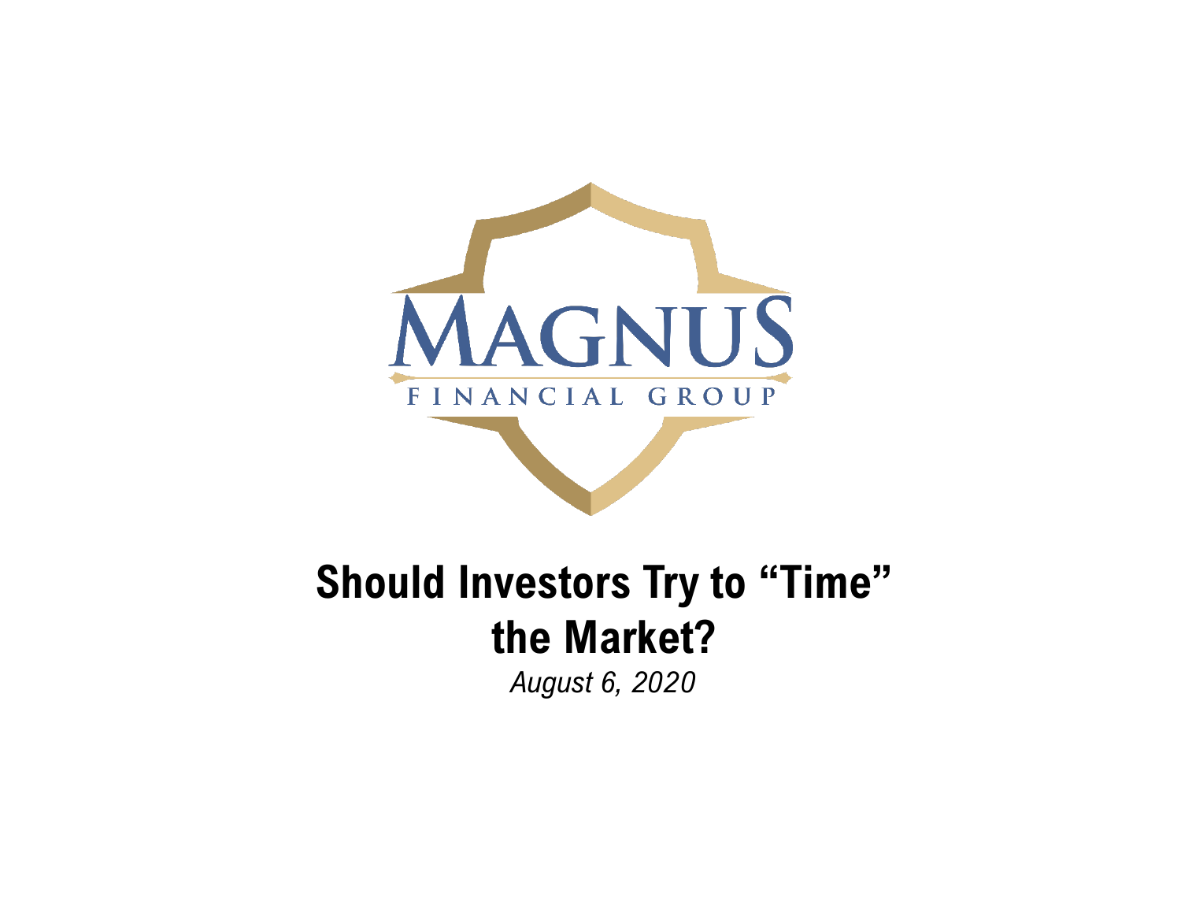MAGNUS

FINANCIAL GROUP

# Should Investors Try to "Time" the Market?

*August 6, 2020*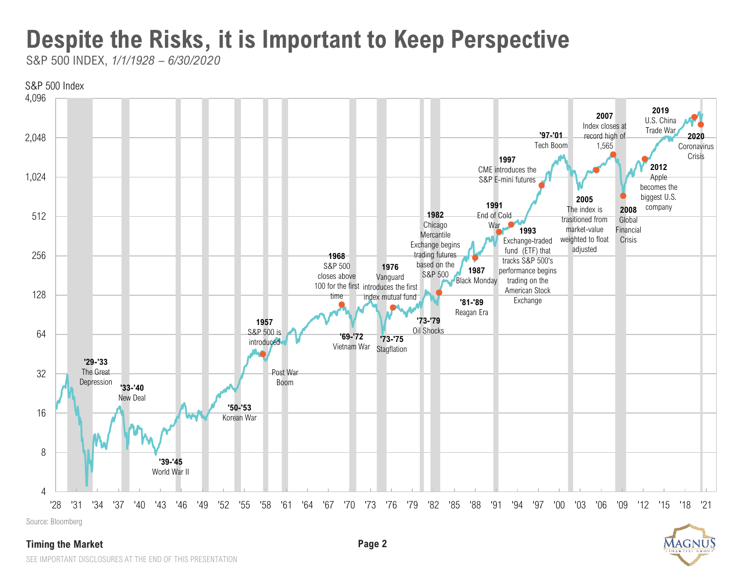# Despite the Risks, it is Important to Keep Perspective

S&P 500 INDEX, *1/1/1928 – 6/30/2020*

S&P 500 Index

4,096
2,048
1,024
512
256
128
64
32
16
8
4

'28 '31 '34 '37 '40 '43 '46 '49 '52 '55 '58 '61 '64 '67 '70 '73 '76 '79 '82 '85 '88 '91 '94 '97 '00 '03 '06 '09 '12 '15 '18 '21

**'29-'33** The Great Depression

**'33-'40** New Deal

**'39-'45** World War II

**'50-'53** Korean War

**1957** S&P 500 is introduced

Post War Boom

**1968** S&P 500 closes above 100 for the first time

**'69-'72** Vietnam War

**1976** Vanguard introduces the first index mutual fund

**'73-'75** Stagflation

**'73-'79** Oil Shocks

**1982** Chicago Mercantile Exchange begins trading futures based on the S&P 500

**'81-'89** Reagan Era

**1987** Black Monday

**1991** End of Cold War

**1993** Exchange-traded fund (ETF) that tracks S&P 500's performance begins trading on the American Stock Exchange

**1997** CME introduces the S&P E-mini futures

**'97-'01** Tech Boom

**2005** The index is trasitioned from market-value weighted to float adjusted

**2007** Index closes at record high of 1,565

**2008** Global Financial Crisis

**2012** Apple becomes the biggest U.S. company

**2019** U.S. China Trade War

**2020** Coronavirus Crisis

Source: Bloomberg

**Timing the Market**

SEE IMPORTANT DISCLOSURES AT THE END OF THIS PRESENTATION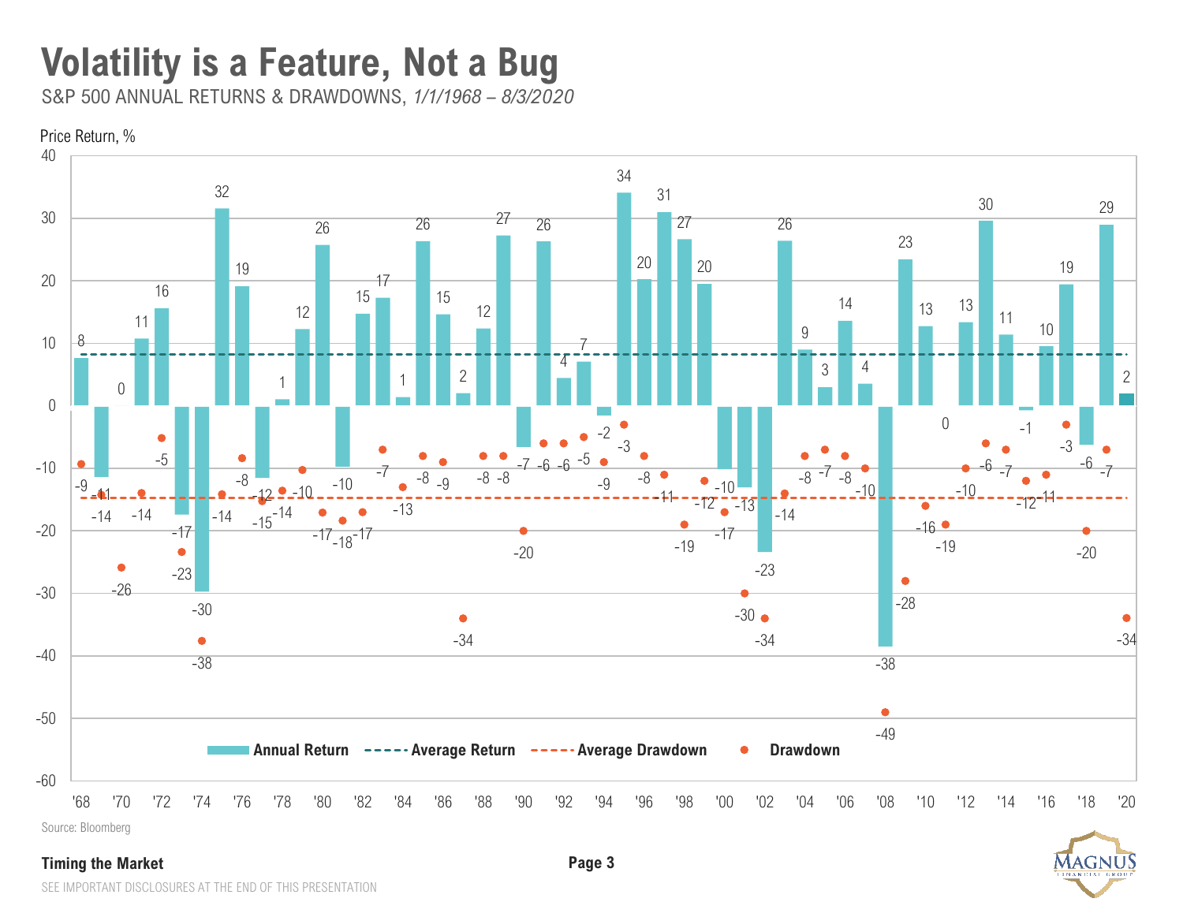# Volatility is a Feature, Not a Bug

S&P 500 ANNUAL RETURNS & DRAWDOWNS, *1/1/1968 – 8/3/2020*

Price Return, %

| Year | Annual Return | Drawdown |
|---|---|---|
| '68 | 8 | -9 |
| '69 | -11 | -14 |
| '70 | 0 | -26 |
| '71 | 11 | -14 |
| '72 | 16 | -5 |
| '73 | -17 | -23 |
| '74 | -30 | -38 |
| '75 | 32 | -14 |
| '76 | 19 | -8 |
| '77 | -12 | -15 |
| '78 | 1 | -14 |
| '79 | 12 | -10 |
| '80 | 26 | -17 |
| '81 | -10 | -18 |
| '82 | 15 | -17 |
| '83 | 17 | -7 |
| '84 | 1 | -13 |
| '85 | 26 | -8 |
| '86 | 15 | -9 |
| '87 | 2 | -34 |
| '88 | 12 | -8 |
| '89 | 27 | -8 |
| '90 | -7 | -20 |
| '91 | 26 | -6 |
| '92 | 4 | -6 |
| '93 | 7 | -5 |
| '94 | -2 | -9 |
| '95 | 34 | -3 |
| '96 | 20 | -8 |
| '97 | 31 | -11 |
| '98 | 27 | -19 |
| '99 | 20 | -12 |
| '00 | -10 | -17 |
| '01 | -13 | -30 |
| '02 | -23 | -34 |
| '03 | 26 | -14 |
| '04 | 9 | -8 |
| '05 | 3 | -7 |
| '06 | 14 | -8 |
| '07 | 4 | -10 |
| '08 | -38 | -49 |
| '09 | 23 | -28 |
| '10 | 13 | -16 |
| '11 | 0 | -19 |
| '12 | 13 | -10 |
| '13 | 30 | -6 |
| '14 | 11 | -7 |
| '15 | -1 | -12 |
| '16 | 10 | -11 |
| '17 | 19 | -3 |
| '18 | -6 | -20 |
| '19 | 29 | -7 |
| '20 | 2 | -34 |

Annual Return · Average Return · Average Drawdown · Drawdown

Source: Bloomberg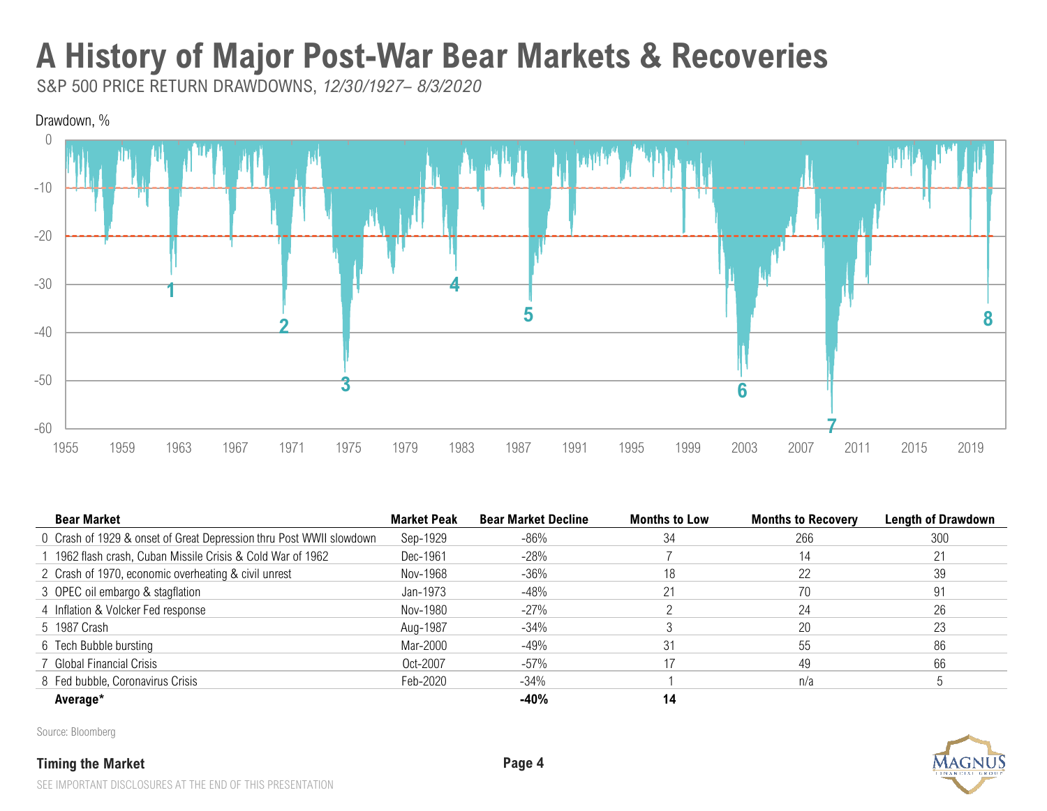# A History of Major Post-War Bear Markets & Recoveries

S&P 500 PRICE RETURN DRAWDOWNS, *12/30/1927– 8/3/2020*

| | Bear Market | Market Peak | Bear Market Decline | Months to Low | Months to Recovery | Length of Drawdown |
|---|---|---|---|---|---|---|
| 0 | Crash of 1929 & onset of Great Depression thru Post WWII slowdown | Sep-1929 | -86% | 34 | 266 | 300 |
| 1 | 1962 flash crash, Cuban Missile Crisis & Cold War of 1962 | Dec-1961 | -28% | 7 | 14 | 21 |
| 2 | Crash of 1970, economic overheating & civil unrest | Nov-1968 | -36% | 18 | 22 | 39 |
| 3 | OPEC oil embargo & stagflation | Jan-1973 | -48% | 21 | 70 | 91 |
| 4 | Inflation & Volcker Fed response | Nov-1980 | -27% | 2 | 24 | 26 |
| 5 | 1987 Crash | Aug-1987 | -34% | 3 | 20 | 23 |
| 6 | Tech Bubble bursting | Mar-2000 | -49% | 31 | 55 | 86 |
| 7 | Global Financial Crisis | Oct-2007 | -57% | 17 | 49 | 66 |
| 8 | Fed bubble, Coronavirus Crisis | Feb-2020 | -34% | 1 | n/a | 5 |
| | **Average*** | | **-40%** | **14** | | |

Source: Bloomberg

SEE IMPORTANT DISCLOSURES AT THE END OF THIS PRESENTATION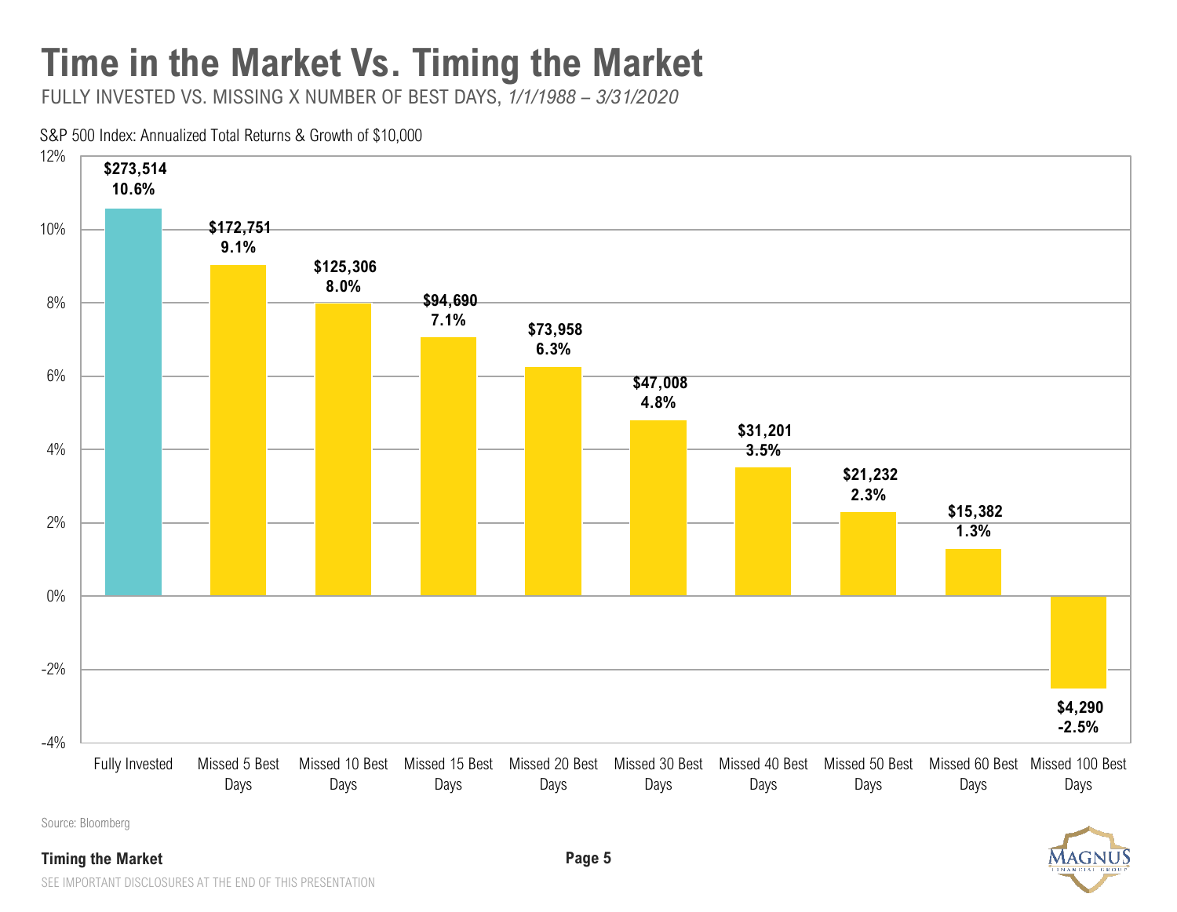# Time in the Market Vs. Timing the Market

FULLY INVESTED VS. MISSING X NUMBER OF BEST DAYS, *1/1/1988 – 3/31/2020*

S&P 500 Index: Annualized Total Returns & Growth of $10,000

| Scenario | Growth of $10,000 | Annualized Total Return |
|---|---|---|
| Fully Invested | $273,514 | 10.6% |
| Missed 5 Best Days | $172,751 | 9.1% |
| Missed 10 Best Days | $125,306 | 8.0% |
| Missed 15 Best Days | $94,690 | 7.1% |
| Missed 20 Best Days | $73,958 | 6.3% |
| Missed 30 Best Days | $47,008 | 4.8% |
| Missed 40 Best Days | $31,201 | 3.5% |
| Missed 50 Best Days | $21,232 | 2.3% |
| Missed 60 Best Days | $15,382 | 1.3% |
| Missed 100 Best Days | $4,290 | -2.5% |

Source: Bloomberg

**Timing the Market**

SEE IMPORTANT DISCLOSURES AT THE END OF THIS PRESENTATION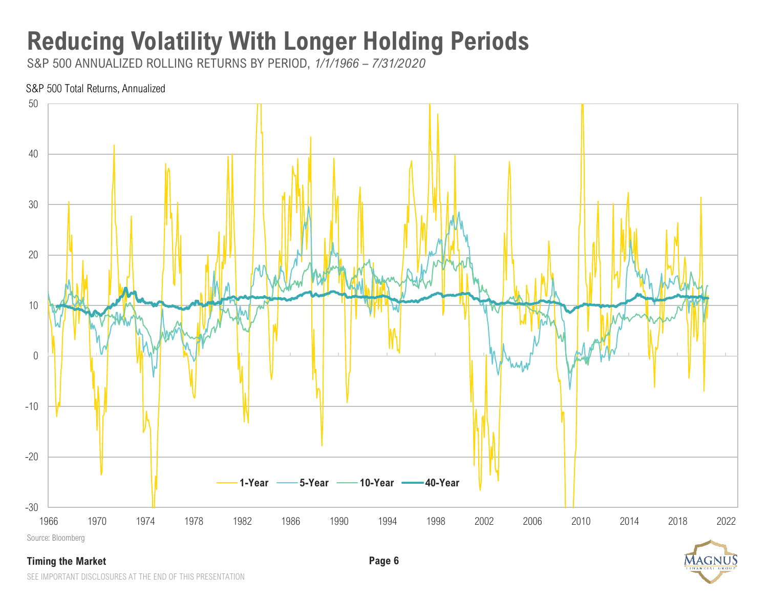# Reducing Volatility With Longer Holding Periods

S&P 500 ANNUALIZED ROLLING RETURNS BY PERIOD, *1/1/1966 – 7/31/2020*

S&P 500 Total Returns, Annualized

Legend: 1-Year, 5-Year, 10-Year, 40-Year

Source: Bloomberg

SEE IMPORTANT DISCLOSURES AT THE END OF THIS PRESENTATION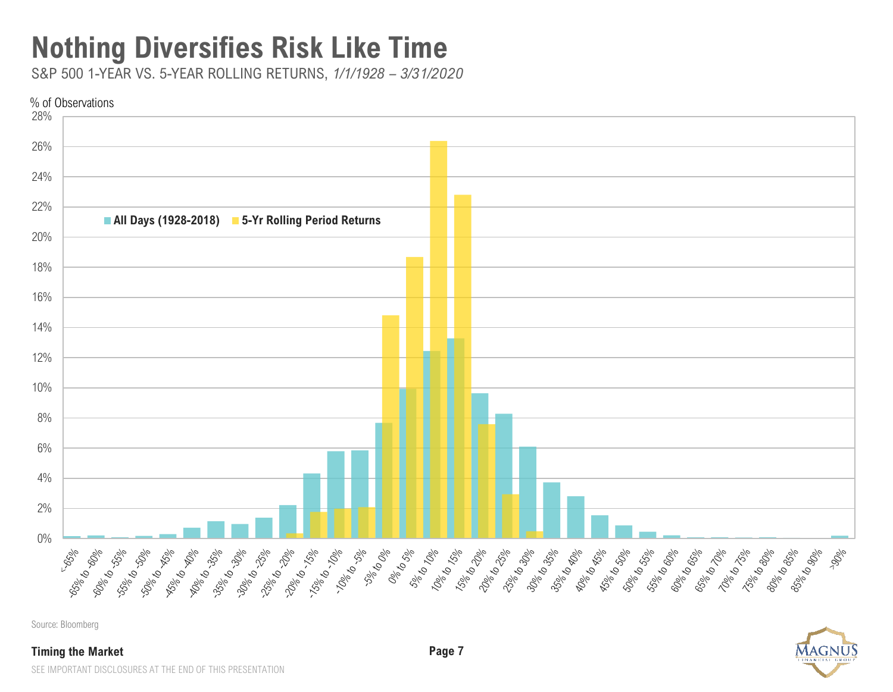# Nothing Diversifies Risk Like Time

S&P 500 1-YEAR VS. 5-YEAR ROLLING RETURNS, *1/1/1928 – 3/31/2020*

% of Observations

■ All Days (1928-2018) ■ 5-Yr Rolling Period Returns

Source: Bloomberg

**Timing the Market**

SEE IMPORTANT DISCLOSURES AT THE END OF THIS PRESENTATION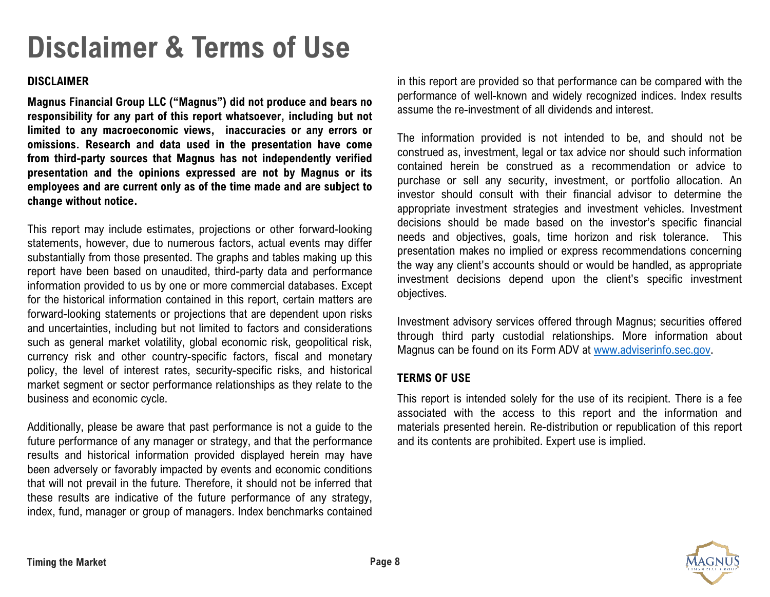# Disclaimer & Terms of Use

## DISCLAIMER

**Magnus Financial Group LLC ("Magnus") did not produce and bears no responsibility for any part of this report whatsoever, including but not limited to any macroeconomic views, inaccuracies or any errors or omissions. Research and data used in the presentation have come from third-party sources that Magnus has not independently verified presentation and the opinions expressed are not by Magnus or its employees and are current only as of the time made and are subject to change without notice.**

This report may include estimates, projections or other forward-looking statements, however, due to numerous factors, actual events may differ substantially from those presented. The graphs and tables making up this report have been based on unaudited, third-party data and performance information provided to us by one or more commercial databases. Except for the historical information contained in this report, certain matters are forward-looking statements or projections that are dependent upon risks and uncertainties, including but not limited to factors and considerations such as general market volatility, global economic risk, geopolitical risk, currency risk and other country-specific factors, fiscal and monetary policy, the level of interest rates, security-specific risks, and historical market segment or sector performance relationships as they relate to the business and economic cycle.

Additionally, please be aware that past performance is not a guide to the future performance of any manager or strategy, and that the performance results and historical information provided displayed herein may have been adversely or favorably impacted by events and economic conditions that will not prevail in the future. Therefore, it should not be inferred that these results are indicative of the future performance of any strategy, index, fund, manager or group of managers. Index benchmarks contained in this report are provided so that performance can be compared with the performance of well-known and widely recognized indices. Index results assume the re-investment of all dividends and interest.

The information provided is not intended to be, and should not be construed as, investment, legal or tax advice nor should such information contained herein be construed as a recommendation or advice to purchase or sell any security, investment, or portfolio allocation. An investor should consult with their financial advisor to determine the appropriate investment strategies and investment vehicles. Investment decisions should be made based on the investor's specific financial needs and objectives, goals, time horizon and risk tolerance. This presentation makes no implied or express recommendations concerning the way any client's accounts should or would be handled, as appropriate investment decisions depend upon the client's specific investment objectives.

Investment advisory services offered through Magnus; securities offered through third party custodial relationships. More information about Magnus can be found on its Form ADV at www.adviserinfo.sec.gov.

## TERMS OF USE

This report is intended solely for the use of its recipient. There is a fee associated with the access to this report and the information and materials presented herein. Re-distribution or republication of this report and its contents are prohibited. Expert use is implied.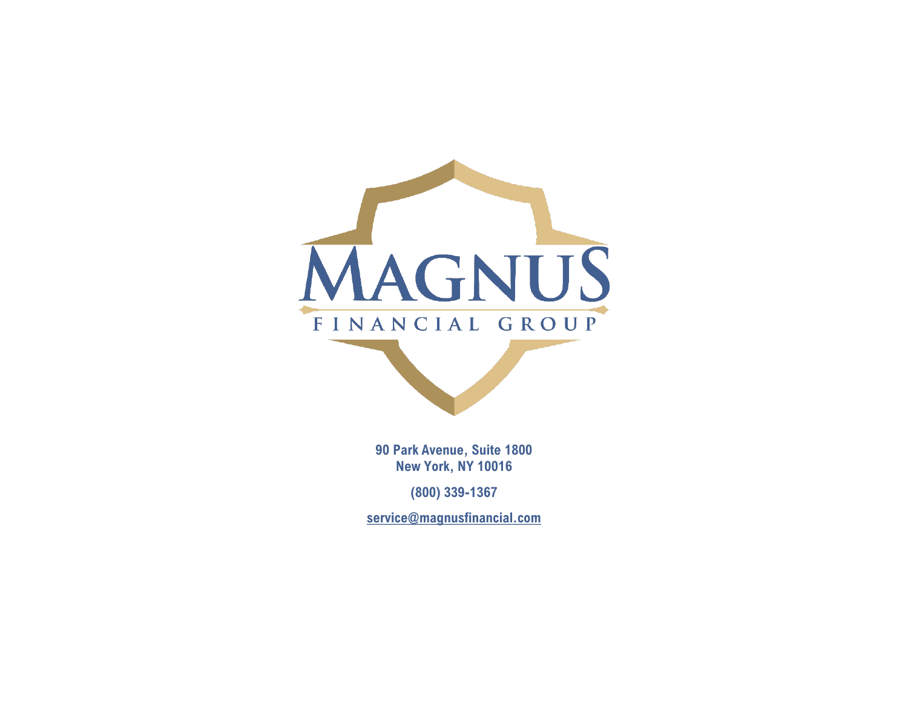MAGNUS

FINANCIAL GROUP

**90 Park Avenue, Suite 1800**
**New York, NY 10016**

**(800) 339-1367**

**service@magnusfinancial.com**